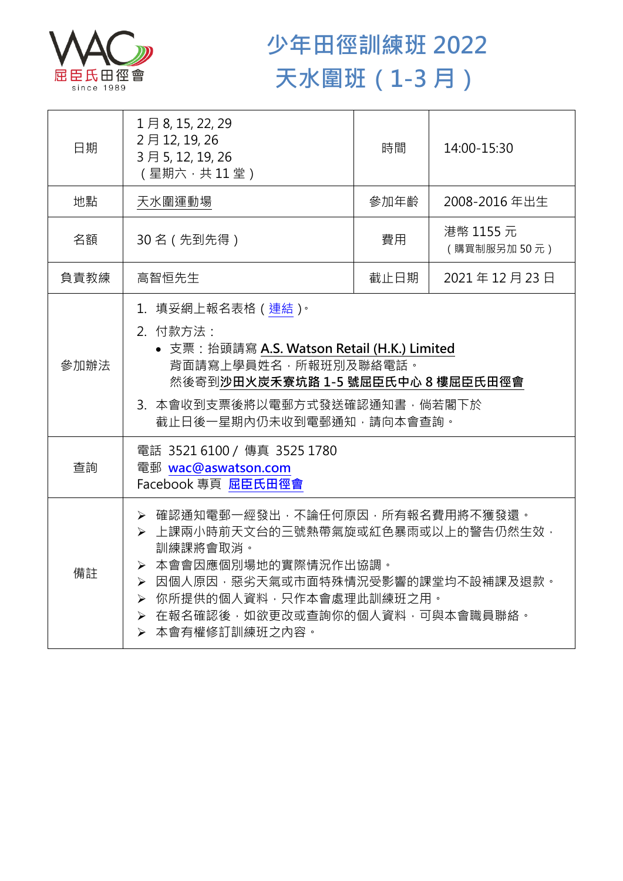# 少年田徑訓練班 2022
# 天水圍班（1-3 月）

| 日期 | 1 月 8, 15, 22, 29<br>2 月 12, 19, 26<br>3 月 5, 12, 19, 26<br>（星期六，共 11 堂） | 時間 | 14:00-15:30 |
|---|---|---|---|
| 地點 | 天水圍運動場 | 參加年齡 | 2008-2016 年出生 |
| 名額 | 30 名（先到先得） | 費用 | 港幣 1155 元<br>（購買制服另加 50 元） |
| 負責教練 | 高智恒先生 | 截止日期 | 2021 年 12 月 23 日 |
| 參加辦法 | 1. 填妥網上報名表格（連結）。<br>2. 付款方法：<br>• 支票：抬頭請寫 **A.S. Watson Retail (H.K.) Limited**<br>背面請寫上學員姓名，所報班別及聯絡電話。<br>然後寄到**沙田火炭禾寮坑路 1-5 號屈臣氏中心 8 樓屈臣氏田徑會**<br>3. 本會收到支票後將以電郵方式發送確認通知書，倘若閣下於截止日後一星期內仍未收到電郵通知，請向本會查詢。 | | |
| 查詢 | 電話 3521 6100 / 傳真 3525 1780<br>電郵 wac@aswatson.com<br>Facebook 專頁 屈臣氏田徑會 | | |
| 備註 | ➢ 確認通知電郵一經發出，不論任何原因，所有報名費用將不獲發還。<br>➢ 上課兩小時前天文台的三號熱帶氣旋或紅色暴雨或以上的警告仍然生效，訓練課將會取消。<br>➢ 本會會因應個別場地的實際情況作出協調。<br>➢ 因個人原因，惡劣天氣或市面特殊情況受影響的課堂均不設補課及退款。<br>➢ 你所提供的個人資料，只作本會處理此訓練班之用。<br>➢ 在報名確認後，如欲更改或查詢你的個人資料，可與本會職員聯絡。<br>➢ 本會有權修訂訓練班之內容。 | | |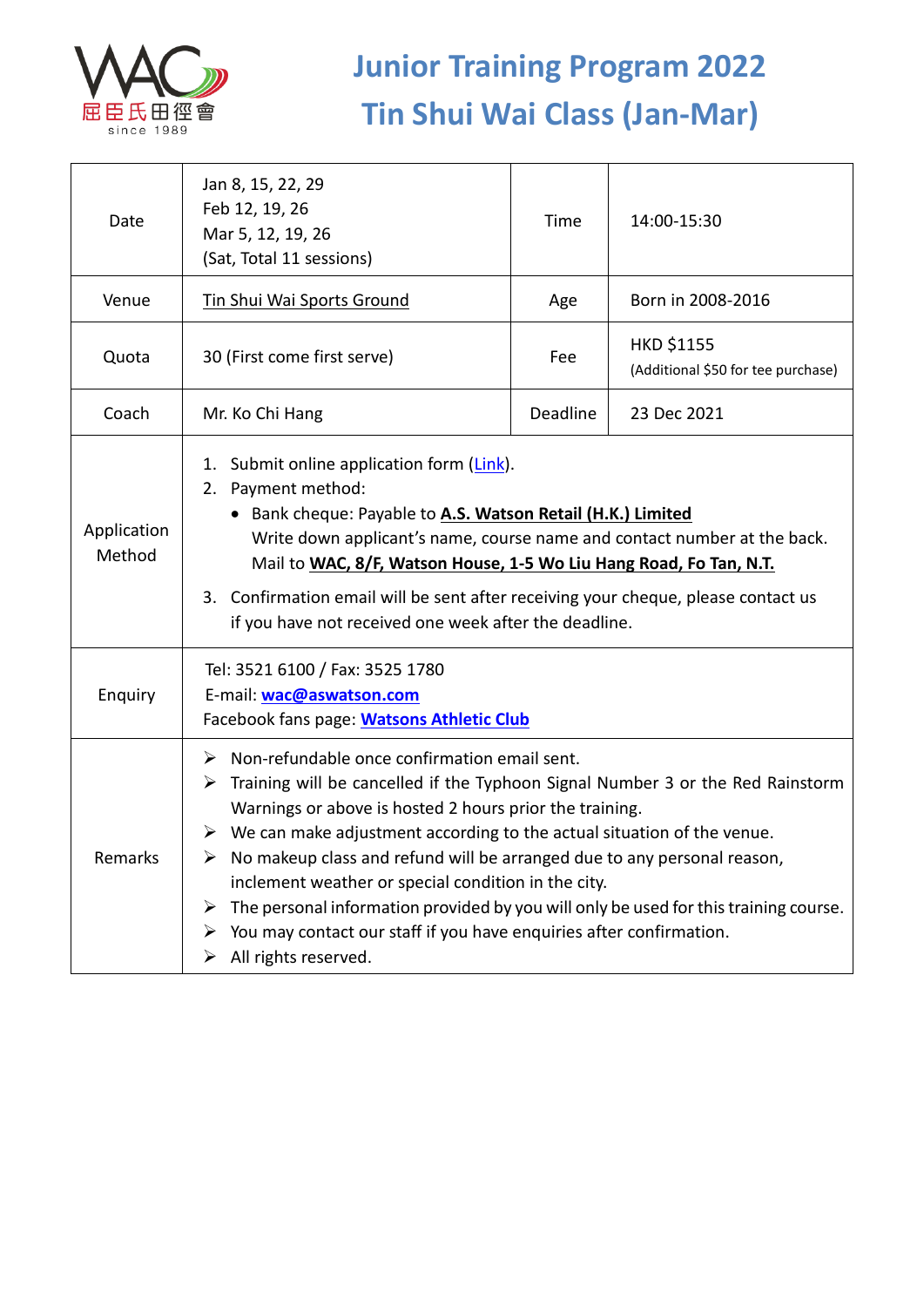WAC 屈臣氏田徑會 since 1989

# Junior Training Program 2022
# Tin Shui Wai Class (Jan-Mar)

| | | | |
|---|---|---|---|
| Date | Jan 8, 15, 22, 29<br>Feb 12, 19, 26<br>Mar 5, 12, 19, 26<br>(Sat, Total 11 sessions) | Time | 14:00-15:30 |
| Venue | Tin Shui Wai Sports Ground | Age | Born in 2008-2016 |
| Quota | 30 (First come first serve) | Fee | HKD $1155<br>(Additional $50 for tee purchase) |
| Coach | Mr. Ko Chi Hang | Deadline | 23 Dec 2021 |
| Application Method | 1. Submit online application form (Link).<br>2. Payment method:<br>• Bank cheque: Payable to **A.S. Watson Retail (H.K.) Limited**<br>Write down applicant's name, course name and contact number at the back.<br>Mail to **WAC, 8/F, Watson House, 1-5 Wo Liu Hang Road, Fo Tan, N.T.**<br>3. Confirmation email will be sent after receiving your cheque, please contact us if you have not received one week after the deadline. | | |
| Enquiry | Tel: 3521 6100 / Fax: 3525 1780<br>E-mail: **wac@aswatson.com**<br>Facebook fans page: **Watsons Athletic Club** | | |
| Remarks | ➢ Non-refundable once confirmation email sent.<br>➢ Training will be cancelled if the Typhoon Signal Number 3 or the Red Rainstorm Warnings or above is hosted 2 hours prior the training.<br>➢ We can make adjustment according to the actual situation of the venue.<br>➢ No makeup class and refund will be arranged due to any personal reason, inclement weather or special condition in the city.<br>➢ The personal information provided by you will only be used for this training course.<br>➢ You may contact our staff if you have enquiries after confirmation.<br>➢ All rights reserved. | | |